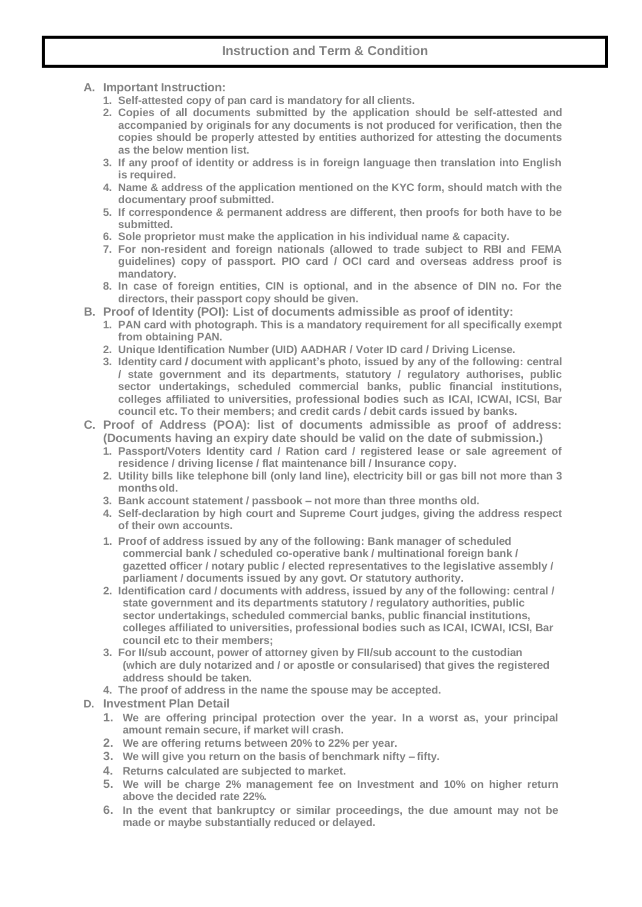## Instruction and Term & Condition

**A. Important Instruction:**

1. Self-attested copy of pan card is mandatory for all clients.
2. Copies of all documents submitted by the application should be self-attested and accompanied by originals for any documents is not produced for verification, then the copies should be properly attested by entities authorized for attesting the documents as the below mention list.
3. If any proof of identity or address is in foreign language then translation into English is required.
4. Name & address of the application mentioned on the KYC form, should match with the documentary proof submitted.
5. If correspondence & permanent address are different, then proofs for both have to be submitted.
6. Sole proprietor must make the application in his individual name & capacity.
7. For non-resident and foreign nationals (allowed to trade subject to RBI and FEMA guidelines) copy of passport. PIO card / OCI card and overseas address proof is mandatory.
8. In case of foreign entities, CIN is optional, and in the absence of DIN no. For the directors, their passport copy should be given.

**B. Proof of Identity (POI): List of documents admissible as proof of identity:**

1. PAN card with photograph. This is a mandatory requirement for all specifically exempt from obtaining PAN.
2. Unique Identification Number (UID) AADHAR / Voter ID card / Driving License.
3. Identity card / document with applicant's photo, issued by any of the following: central / state government and its departments, statutory / regulatory authorises, public sector undertakings, scheduled commercial banks, public financial institutions, colleges affiliated to universities, professional bodies such as ICAI, ICWAI, ICSI, Bar council etc. To their members; and credit cards / debit cards issued by banks.

**C. Proof of Address (POA): list of documents admissible as proof of address: (Documents having an expiry date should be valid on the date of submission.)**

1. Passport/Voters Identity card / Ration card / registered lease or sale agreement of residence / driving license / flat maintenance bill / Insurance copy.
2. Utility bills like telephone bill (only land line), electricity bill or gas bill not more than 3 months old.
3. Bank account statement / passbook – not more than three months old.
4. Self-declaration by high court and Supreme Court judges, giving the address respect of their own accounts.

1. Proof of address issued by any of the following: Bank manager of scheduled commercial bank / scheduled co-operative bank / multinational foreign bank / gazetted officer / notary public / elected representatives to the legislative assembly / parliament / documents issued by any govt. Or statutory authority.
2. Identification card / documents with address, issued by any of the following: central / state government and its departments statutory / regulatory authorities, public sector undertakings, scheduled commercial banks, public financial institutions, colleges affiliated to universities, professional bodies such as ICAI, ICWAI, ICSI, Bar council etc to their members;
3. For II/sub account, power of attorney given by FII/sub account to the custodian (which are duly notarized and / or apostle or consularised) that gives the registered address should be taken.
4. The proof of address in the name the spouse may be accepted.

**D. Investment Plan Detail**

1. We are offering principal protection over the year. In a worst as, your principal amount remain secure, if market will crash.
2. We are offering returns between 20% to 22% per year.
3. We will give you return on the basis of benchmark nifty – fifty.
4. Returns calculated are subjected to market.
5. We will be charge 2% management fee on Investment and 10% on higher return above the decided rate 22%.
6. In the event that bankruptcy or similar proceedings, the due amount may not be made or maybe substantially reduced or delayed.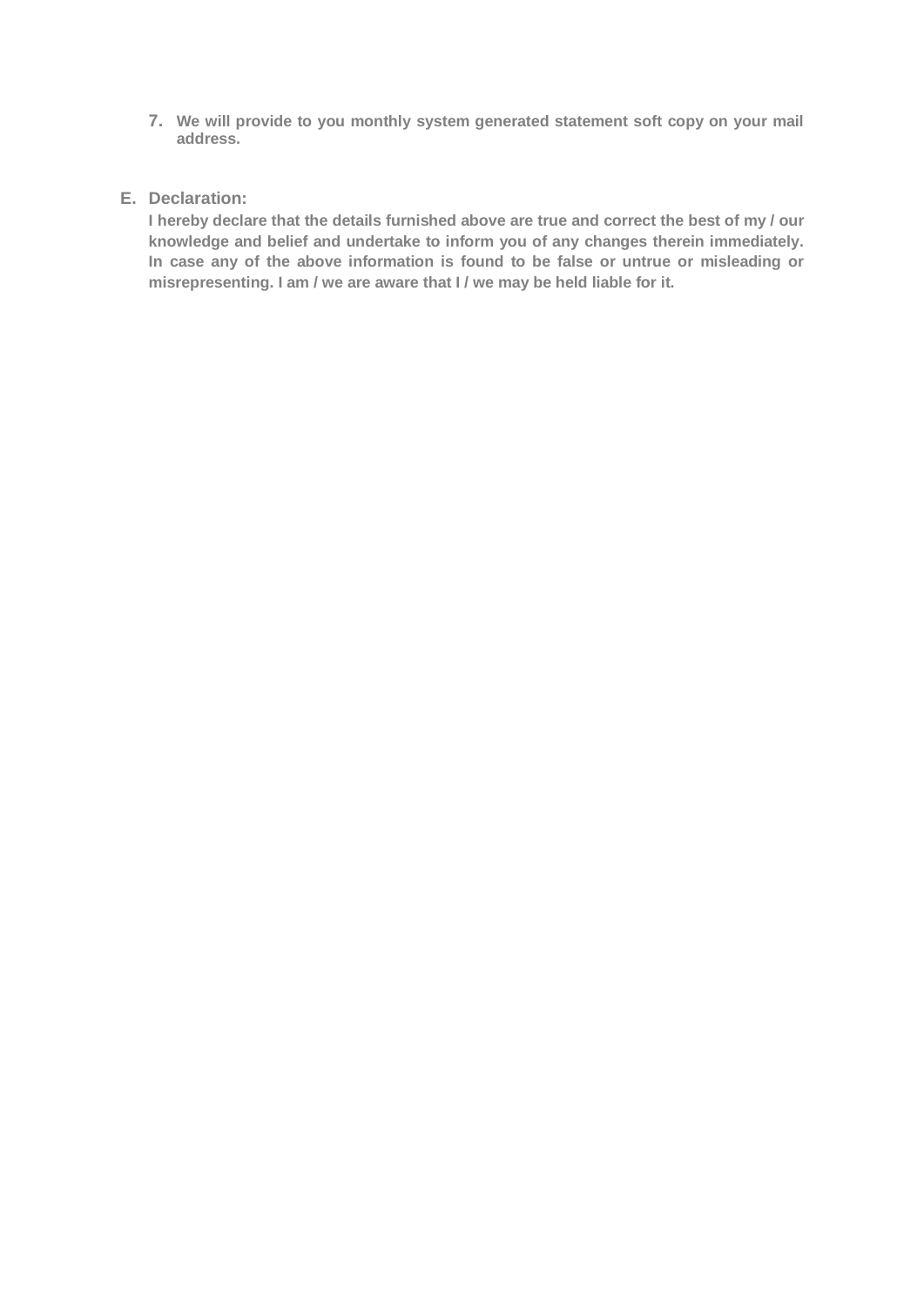7. **We will provide to you monthly system generated statement soft copy on your mail address.**

E. **Declaration:**

**I hereby declare that the details furnished above are true and correct the best of my / our knowledge and belief and undertake to inform you of any changes therein immediately. In case any of the above information is found to be false or untrue or misleading or misrepresenting. I am / we are aware that I / we may be held liable for it.**